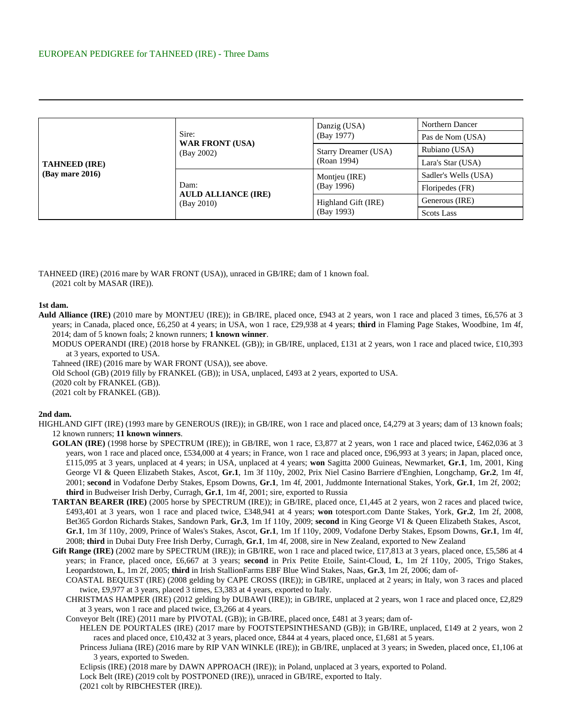EUROPEAN PEDIGREE for TAHNEED (IRE) - Three Dams

| | | | |
|---|---|---|---|
| **TAHNEED (IRE)** **(Bay mare 2016)** | Sire: **WAR FRONT (USA)** (Bay 2002) | Danzig (USA) (Bay 1977) | Northern Dancer |
| | | | Pas de Nom (USA) |
| | | Starry Dreamer (USA) (Roan 1994) | Rubiano (USA) |
| | | | Lara's Star (USA) |
| | Dam: **AULD ALLIANCE (IRE)** (Bay 2010) | Montjeu (IRE) (Bay 1996) | Sadler's Wells (USA) |
| | | | Floripedes (FR) |
| | | Highland Gift (IRE) (Bay 1993) | Generous (IRE) |
| | | | Scots Lass |

TAHNEED (IRE) (2016 mare by WAR FRONT (USA)), unraced in GB/IRE; dam of 1 known foal.
(2021 colt by MASAR (IRE)).

**1st dam.**

**Auld Alliance (IRE)** (2010 mare by MONTJEU (IRE)); in GB/IRE, placed once, £943 at 2 years, won 1 race and placed 3 times, £6,576 at 3 years; in Canada, placed once, £6,250 at 4 years; in USA, won 1 race, £29,938 at 4 years; **third** in Flaming Page Stakes, Woodbine, 1m 4f, 2014; dam of 5 known foals; 2 known runners; **1 known winner**.

MODUS OPERANDI (IRE) (2018 horse by FRANKEL (GB)); in GB/IRE, unplaced, £131 at 2 years, won 1 race and placed twice, £10,393 at 3 years, exported to USA.

Tahneed (IRE) (2016 mare by WAR FRONT (USA)), see above.

Old School (GB) (2019 filly by FRANKEL (GB)); in USA, unplaced, £493 at 2 years, exported to USA.

(2020 colt by FRANKEL (GB)).

(2021 colt by FRANKEL (GB)).

**2nd dam.**

HIGHLAND GIFT (IRE) (1993 mare by GENEROUS (IRE)); in GB/IRE, won 1 race and placed once, £4,279 at 3 years; dam of 13 known foals; 12 known runners; **11 known winners**.

**GOLAN (IRE)** (1998 horse by SPECTRUM (IRE)); in GB/IRE, won 1 race, £3,877 at 2 years, won 1 race and placed twice, £462,036 at 3 years, won 1 race and placed once, £534,000 at 4 years; in France, won 1 race and placed once, £96,993 at 3 years; in Japan, placed once, £115,095 at 3 years, unplaced at 4 years; in USA, unplaced at 4 years; **won** Sagitta 2000 Guineas, Newmarket, **Gr.1**, 1m, 2001, King George VI & Queen Elizabeth Stakes, Ascot, **Gr.1**, 1m 3f 110y, 2002, Prix Niel Casino Barriere d'Enghien, Longchamp, **Gr.2**, 1m 4f, 2001; **second** in Vodafone Derby Stakes, Epsom Downs, **Gr.1**, 1m 4f, 2001, Juddmonte International Stakes, York, **Gr.1**, 1m 2f, 2002; **third** in Budweiser Irish Derby, Curragh, **Gr.1**, 1m 4f, 2001; sire, exported to Russia

**TARTAN BEARER (IRE)** (2005 horse by SPECTRUM (IRE)); in GB/IRE, placed once, £1,445 at 2 years, won 2 races and placed twice, £493,401 at 3 years, won 1 race and placed twice, £348,941 at 4 years; **won** totesport.com Dante Stakes, York, **Gr.2**, 1m 2f, 2008, Bet365 Gordon Richards Stakes, Sandown Park, **Gr.3**, 1m 1f 110y, 2009; **second** in King George VI & Queen Elizabeth Stakes, Ascot, **Gr.1**, 1m 3f 110y, 2009, Prince of Wales's Stakes, Ascot, **Gr.1**, 1m 1f 110y, 2009, Vodafone Derby Stakes, Epsom Downs, **Gr.1**, 1m 4f, 2008; **third** in Dubai Duty Free Irish Derby, Curragh, **Gr.1**, 1m 4f, 2008, sire in New Zealand, exported to New Zealand

**Gift Range (IRE)** (2002 mare by SPECTRUM (IRE)); in GB/IRE, won 1 race and placed twice, £17,813 at 3 years, placed once, £5,586 at 4 years; in France, placed once, £6,667 at 3 years; **second** in Prix Petite Etoile, Saint-Cloud, **L**, 1m 2f 110y, 2005, Trigo Stakes, Leopardstown, **L**, 1m 2f, 2005; **third** in Irish StallionFarms EBF Blue Wind Stakes, Naas, **Gr.3**, 1m 2f, 2006; dam of-

COASTAL BEQUEST (IRE) (2008 gelding by CAPE CROSS (IRE)); in GB/IRE, unplaced at 2 years; in Italy, won 3 races and placed twice, £9,977 at 3 years, placed 3 times, £3,383 at 4 years, exported to Italy.

CHRISTMAS HAMPER (IRE) (2012 gelding by DUBAWI (IRE)); in GB/IRE, unplaced at 2 years, won 1 race and placed once, £2,829 at 3 years, won 1 race and placed twice, £3,266 at 4 years.

Conveyor Belt (IRE) (2011 mare by PIVOTAL (GB)); in GB/IRE, placed once, £481 at 3 years; dam of-

HELEN DE POURTALES (IRE) (2017 mare by FOOTSTEPSINTHESAND (GB)); in GB/IRE, unplaced, £149 at 2 years, won 2 races and placed once, £10,432 at 3 years, placed once, £844 at 4 years, placed once, £1,681 at 5 years.

Princess Juliana (IRE) (2016 mare by RIP VAN WINKLE (IRE)); in GB/IRE, unplaced at 3 years; in Sweden, placed once, £1,106 at 3 years, exported to Sweden.

Eclipsis (IRE) (2018 mare by DAWN APPROACH (IRE)); in Poland, unplaced at 3 years, exported to Poland.

Lock Belt (IRE) (2019 colt by POSTPONED (IRE)), unraced in GB/IRE, exported to Italy.

(2021 colt by RIBCHESTER (IRE)).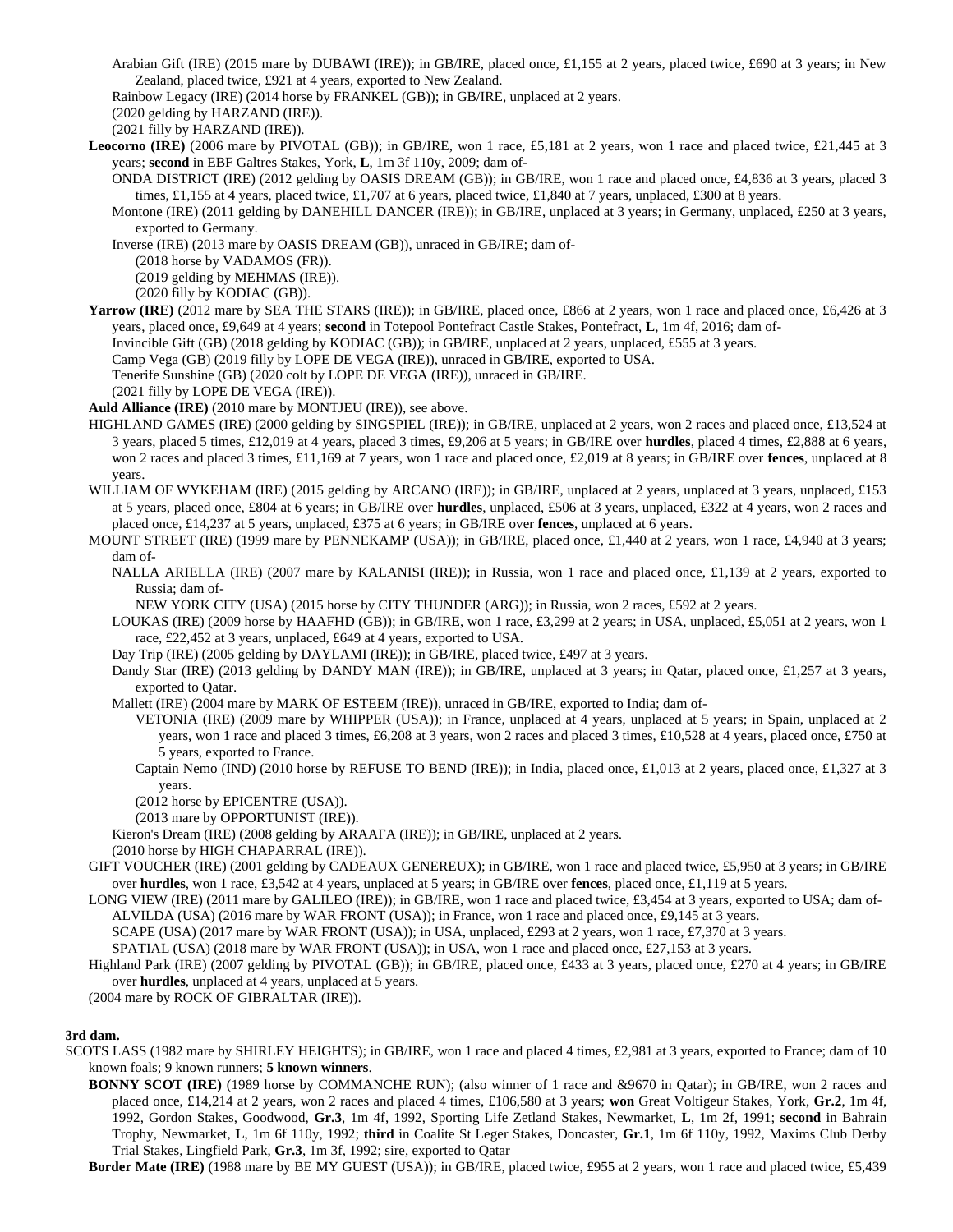Arabian Gift (IRE) (2015 mare by DUBAWI (IRE)); in GB/IRE, placed once, £1,155 at 2 years, placed twice, £690 at 3 years; in New Zealand, placed twice, £921 at 4 years, exported to New Zealand.

Rainbow Legacy (IRE) (2014 horse by FRANKEL (GB)); in GB/IRE, unplaced at 2 years.

(2020 gelding by HARZAND (IRE)).

(2021 filly by HARZAND (IRE)).

**Leocorno (IRE)** (2006 mare by PIVOTAL (GB)); in GB/IRE, won 1 race, £5,181 at 2 years, won 1 race and placed twice, £21,445 at 3 years; **second** in EBF Galtres Stakes, York, **L**, 1m 3f 110y, 2009; dam of-

ONDA DISTRICT (IRE) (2012 gelding by OASIS DREAM (GB)); in GB/IRE, won 1 race and placed once, £4,836 at 3 years, placed 3 times, £1,155 at 4 years, placed twice, £1,707 at 6 years, placed twice, £1,840 at 7 years, unplaced, £300 at 8 years.

Montone (IRE) (2011 gelding by DANEHILL DANCER (IRE)); in GB/IRE, unplaced at 3 years; in Germany, unplaced, £250 at 3 years, exported to Germany.

Inverse (IRE) (2013 mare by OASIS DREAM (GB)), unraced in GB/IRE; dam of-

(2018 horse by VADAMOS (FR)).

(2019 gelding by MEHMAS (IRE)).

(2020 filly by KODIAC (GB)).

**Yarrow (IRE)** (2012 mare by SEA THE STARS (IRE)); in GB/IRE, placed once, £866 at 2 years, won 1 race and placed once, £6,426 at 3 years, placed once, £9,649 at 4 years; **second** in Totepool Pontefract Castle Stakes, Pontefract, **L**, 1m 4f, 2016; dam of-

Invincible Gift (GB) (2018 gelding by KODIAC (GB)); in GB/IRE, unplaced at 2 years, unplaced, £555 at 3 years.

Camp Vega (GB) (2019 filly by LOPE DE VEGA (IRE)), unraced in GB/IRE, exported to USA.

Tenerife Sunshine (GB) (2020 colt by LOPE DE VEGA (IRE)), unraced in GB/IRE.

(2021 filly by LOPE DE VEGA (IRE)).

**Auld Alliance (IRE)** (2010 mare by MONTJEU (IRE)), see above.

HIGHLAND GAMES (IRE) (2000 gelding by SINGSPIEL (IRE)); in GB/IRE, unplaced at 2 years, won 2 races and placed once, £13,524 at 3 years, placed 5 times, £12,019 at 4 years, placed 3 times, £9,206 at 5 years; in GB/IRE over **hurdles**, placed 4 times, £2,888 at 6 years, won 2 races and placed 3 times, £11,169 at 7 years, won 1 race and placed once, £2,019 at 8 years; in GB/IRE over **fences**, unplaced at 8 years.

WILLIAM OF WYKEHAM (IRE) (2015 gelding by ARCANO (IRE)); in GB/IRE, unplaced at 2 years, unplaced at 3 years, unplaced, £153 at 5 years, placed once, £804 at 6 years; in GB/IRE over **hurdles**, unplaced, £506 at 3 years, unplaced, £322 at 4 years, won 2 races and placed once, £14,237 at 5 years, unplaced, £375 at 6 years; in GB/IRE over **fences**, unplaced at 6 years.

MOUNT STREET (IRE) (1999 mare by PENNEKAMP (USA)); in GB/IRE, placed once, £1,440 at 2 years, won 1 race, £4,940 at 3 years; dam of-

NALLA ARIELLA (IRE) (2007 mare by KALANISI (IRE)); in Russia, won 1 race and placed once, £1,139 at 2 years, exported to Russia; dam of-

NEW YORK CITY (USA) (2015 horse by CITY THUNDER (ARG)); in Russia, won 2 races, £592 at 2 years.

LOUKAS (IRE) (2009 horse by HAAFHD (GB)); in GB/IRE, won 1 race, £3,299 at 2 years; in USA, unplaced, £5,051 at 2 years, won 1 race, £22,452 at 3 years, unplaced, £649 at 4 years, exported to USA.

Day Trip (IRE) (2005 gelding by DAYLAMI (IRE)); in GB/IRE, placed twice, £497 at 3 years.

Dandy Star (IRE) (2013 gelding by DANDY MAN (IRE)); in GB/IRE, unplaced at 3 years; in Qatar, placed once, £1,257 at 3 years, exported to Qatar.

Mallett (IRE) (2004 mare by MARK OF ESTEEM (IRE)), unraced in GB/IRE, exported to India; dam of-

VETONIA (IRE) (2009 mare by WHIPPER (USA)); in France, unplaced at 4 years, unplaced at 5 years; in Spain, unplaced at 2 years, won 1 race and placed 3 times, £6,208 at 3 years, won 2 races and placed 3 times, £10,528 at 4 years, placed once, £750 at 5 years, exported to France.

Captain Nemo (IND) (2010 horse by REFUSE TO BEND (IRE)); in India, placed once, £1,013 at 2 years, placed once, £1,327 at 3 years.

(2012 horse by EPICENTRE (USA)).

(2013 mare by OPPORTUNIST (IRE)).

Kieron's Dream (IRE) (2008 gelding by ARAAFA (IRE)); in GB/IRE, unplaced at 2 years.

(2010 horse by HIGH CHAPARRAL (IRE)).

GIFT VOUCHER (IRE) (2001 gelding by CADEAUX GENEREUX); in GB/IRE, won 1 race and placed twice, £5,950 at 3 years; in GB/IRE over **hurdles**, won 1 race, £3,542 at 4 years, unplaced at 5 years; in GB/IRE over **fences**, placed once, £1,119 at 5 years.

LONG VIEW (IRE) (2011 mare by GALILEO (IRE)); in GB/IRE, won 1 race and placed twice, £3,454 at 3 years, exported to USA; dam of-

ALVILDA (USA) (2016 mare by WAR FRONT (USA)); in France, won 1 race and placed once, £9,145 at 3 years.

SCAPE (USA) (2017 mare by WAR FRONT (USA)); in USA, unplaced, £293 at 2 years, won 1 race, £7,370 at 3 years.

SPATIAL (USA) (2018 mare by WAR FRONT (USA)); in USA, won 1 race and placed once, £27,153 at 3 years.

Highland Park (IRE) (2007 gelding by PIVOTAL (GB)); in GB/IRE, placed once, £433 at 3 years, placed once, £270 at 4 years; in GB/IRE over **hurdles**, unplaced at 4 years, unplaced at 5 years.

(2004 mare by ROCK OF GIBRALTAR (IRE)).

**3rd dam.**

SCOTS LASS (1982 mare by SHIRLEY HEIGHTS); in GB/IRE, won 1 race and placed 4 times, £2,981 at 3 years, exported to France; dam of 10 known foals; 9 known runners; **5 known winners**.

**BONNY SCOT (IRE)** (1989 horse by COMMANCHE RUN); (also winner of 1 race and &9670 in Qatar); in GB/IRE, won 2 races and placed once, £14,214 at 2 years, won 2 races and placed 4 times, £106,580 at 3 years; **won** Great Voltigeur Stakes, York, **Gr.2**, 1m 4f, 1992, Gordon Stakes, Goodwood, **Gr.3**, 1m 4f, 1992, Sporting Life Zetland Stakes, Newmarket, **L**, 1m 2f, 1991; **second** in Bahrain Trophy, Newmarket, **L**, 1m 6f 110y, 1992; **third** in Coalite St Leger Stakes, Doncaster, **Gr.1**, 1m 6f 110y, 1992, Maxims Club Derby Trial Stakes, Lingfield Park, **Gr.3**, 1m 3f, 1992; sire, exported to Qatar

**Border Mate (IRE)** (1988 mare by BE MY GUEST (USA)); in GB/IRE, placed twice, £955 at 2 years, won 1 race and placed twice, £5,439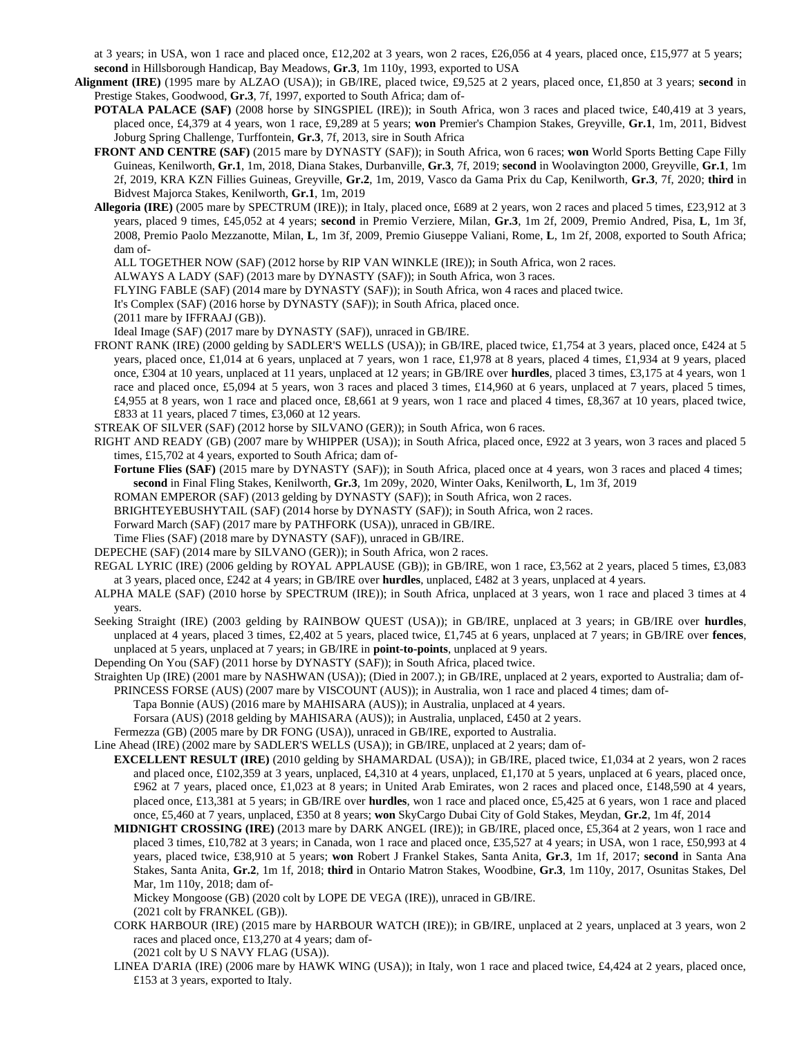at 3 years; in USA, won 1 race and placed once, £12,202 at 3 years, won 2 races, £26,056 at 4 years, placed once, £15,977 at 5 years; **second** in Hillsborough Handicap, Bay Meadows, **Gr.3**, 1m 110y, 1993, exported to USA

**Alignment (IRE)** (1995 mare by ALZAO (USA)); in GB/IRE, placed twice, £9,525 at 2 years, placed once, £1,850 at 3 years; **second** in Prestige Stakes, Goodwood, **Gr.3**, 7f, 1997, exported to South Africa; dam of-

**POTALA PALACE (SAF)** (2008 horse by SINGSPIEL (IRE)); in South Africa, won 3 races and placed twice, £40,419 at 3 years, placed once, £4,379 at 4 years, won 1 race, £9,289 at 5 years; **won** Premier's Champion Stakes, Greyville, **Gr.1**, 1m, 2011, Bidvest Joburg Spring Challenge, Turffontein, **Gr.3**, 7f, 2013, sire in South Africa

**FRONT AND CENTRE (SAF)** (2015 mare by DYNASTY (SAF)); in South Africa, won 6 races; **won** World Sports Betting Cape Filly Guineas, Kenilworth, **Gr.1**, 1m, 2018, Diana Stakes, Durbanville, **Gr.3**, 7f, 2019; **second** in Woolavington 2000, Greyville, **Gr.1**, 1m 2f, 2019, KRA KZN Fillies Guineas, Greyville, **Gr.2**, 1m, 2019, Vasco da Gama Prix du Cap, Kenilworth, **Gr.3**, 7f, 2020; **third** in Bidvest Majorca Stakes, Kenilworth, **Gr.1**, 1m, 2019

**Allegoria (IRE)** (2005 mare by SPECTRUM (IRE)); in Italy, placed once, £689 at 2 years, won 2 races and placed 5 times, £23,912 at 3 years, placed 9 times, £45,052 at 4 years; **second** in Premio Verziere, Milan, **Gr.3**, 1m 2f, 2009, Premio Andred, Pisa, **L**, 1m 3f, 2008, Premio Paolo Mezzanotte, Milan, **L**, 1m 3f, 2009, Premio Giuseppe Valiani, Rome, **L**, 1m 2f, 2008, exported to South Africa; dam of-

ALL TOGETHER NOW (SAF) (2012 horse by RIP VAN WINKLE (IRE)); in South Africa, won 2 races.

ALWAYS A LADY (SAF) (2013 mare by DYNASTY (SAF)); in South Africa, won 3 races.

FLYING FABLE (SAF) (2014 mare by DYNASTY (SAF)); in South Africa, won 4 races and placed twice.

It's Complex (SAF) (2016 horse by DYNASTY (SAF)); in South Africa, placed once.

(2011 mare by IFFRAAJ (GB)).

Ideal Image (SAF) (2017 mare by DYNASTY (SAF)), unraced in GB/IRE.

FRONT RANK (IRE) (2000 gelding by SADLER'S WELLS (USA)); in GB/IRE, placed twice, £1,754 at 3 years, placed once, £424 at 5 years, placed once, £1,014 at 6 years, unplaced at 7 years, won 1 race, £1,978 at 8 years, placed 4 times, £1,934 at 9 years, placed once, £304 at 10 years, unplaced at 11 years, unplaced at 12 years; in GB/IRE over **hurdles**, placed 3 times, £3,175 at 4 years, won 1 race and placed once, £5,094 at 5 years, won 3 races and placed 3 times, £14,960 at 6 years, unplaced at 7 years, placed 5 times, £4,955 at 8 years, won 1 race and placed once, £8,661 at 9 years, won 1 race and placed 4 times, £8,367 at 10 years, placed twice, £833 at 11 years, placed 7 times, £3,060 at 12 years.

STREAK OF SILVER (SAF) (2012 horse by SILVANO (GER)); in South Africa, won 6 races.

RIGHT AND READY (GB) (2007 mare by WHIPPER (USA)); in South Africa, placed once, £922 at 3 years, won 3 races and placed 5 times, £15,702 at 4 years, exported to South Africa; dam of-

**Fortune Flies (SAF)** (2015 mare by DYNASTY (SAF)); in South Africa, placed once at 4 years, won 3 races and placed 4 times; **second** in Final Fling Stakes, Kenilworth, **Gr.3**, 1m 209y, 2020, Winter Oaks, Kenilworth, **L**, 1m 3f, 2019

ROMAN EMPEROR (SAF) (2013 gelding by DYNASTY (SAF)); in South Africa, won 2 races.

BRIGHTEYEBUSHYTAIL (SAF) (2014 horse by DYNASTY (SAF)); in South Africa, won 2 races.

Forward March (SAF) (2017 mare by PATHFORK (USA)), unraced in GB/IRE.

Time Flies (SAF) (2018 mare by DYNASTY (SAF)), unraced in GB/IRE.

DEPECHE (SAF) (2014 mare by SILVANO (GER)); in South Africa, won 2 races.

REGAL LYRIC (IRE) (2006 gelding by ROYAL APPLAUSE (GB)); in GB/IRE, won 1 race, £3,562 at 2 years, placed 5 times, £3,083 at 3 years, placed once, £242 at 4 years; in GB/IRE over **hurdles**, unplaced, £482 at 3 years, unplaced at 4 years.

ALPHA MALE (SAF) (2010 horse by SPECTRUM (IRE)); in South Africa, unplaced at 3 years, won 1 race and placed 3 times at 4 years.

Seeking Straight (IRE) (2003 gelding by RAINBOW QUEST (USA)); in GB/IRE, unplaced at 3 years; in GB/IRE over **hurdles**, unplaced at 4 years, placed 3 times, £2,402 at 5 years, placed twice, £1,745 at 6 years, unplaced at 7 years; in GB/IRE over **fences**, unplaced at 5 years, unplaced at 7 years; in GB/IRE in **point-to-points**, unplaced at 9 years.

Depending On You (SAF) (2011 horse by DYNASTY (SAF)); in South Africa, placed twice.

Straighten Up (IRE) (2001 mare by NASHWAN (USA)); (Died in 2007.); in GB/IRE, unplaced at 2 years, exported to Australia; dam of-

PRINCESS FORSE (AUS) (2007 mare by VISCOUNT (AUS)); in Australia, won 1 race and placed 4 times; dam of-

Tapa Bonnie (AUS) (2016 mare by MAHISARA (AUS)); in Australia, unplaced at 4 years.

Forsara (AUS) (2018 gelding by MAHISARA (AUS)); in Australia, unplaced, £450 at 2 years.

Fermezza (GB) (2005 mare by DR FONG (USA)), unraced in GB/IRE, exported to Australia.

Line Ahead (IRE) (2002 mare by SADLER'S WELLS (USA)); in GB/IRE, unplaced at 2 years; dam of-

**EXCELLENT RESULT (IRE)** (2010 gelding by SHAMARDAL (USA)); in GB/IRE, placed twice, £1,034 at 2 years, won 2 races and placed once, £102,359 at 3 years, unplaced, £4,310 at 4 years, unplaced, £1,170 at 5 years, unplaced at 6 years, placed once, £962 at 7 years, placed once, £1,023 at 8 years; in United Arab Emirates, won 2 races and placed once, £148,590 at 4 years, placed once, £13,381 at 5 years; in GB/IRE over **hurdles**, won 1 race and placed once, £5,425 at 6 years, won 1 race and placed once, £5,460 at 7 years, unplaced, £350 at 8 years; **won** SkyCargo Dubai City of Gold Stakes, Meydan, **Gr.2**, 1m 4f, 2014

**MIDNIGHT CROSSING (IRE)** (2013 mare by DARK ANGEL (IRE)); in GB/IRE, placed once, £5,364 at 2 years, won 1 race and placed 3 times, £10,782 at 3 years; in Canada, won 1 race and placed once, £35,527 at 4 years; in USA, won 1 race, £50,993 at 4 years, placed twice, £38,910 at 5 years; **won** Robert J Frankel Stakes, Santa Anita, **Gr.3**, 1m 1f, 2017; **second** in Santa Ana Stakes, Santa Anita, **Gr.2**, 1m 1f, 2018; **third** in Ontario Matron Stakes, Woodbine, **Gr.3**, 1m 110y, 2017, Osunitas Stakes, Del Mar, 1m 110y, 2018; dam of-

Mickey Mongoose (GB) (2020 colt by LOPE DE VEGA (IRE)), unraced in GB/IRE.

(2021 colt by FRANKEL (GB)).

CORK HARBOUR (IRE) (2015 mare by HARBOUR WATCH (IRE)); in GB/IRE, unplaced at 2 years, unplaced at 3 years, won 2 races and placed once, £13,270 at 4 years; dam of-

(2021 colt by U S NAVY FLAG (USA)).

LINEA D'ARIA (IRE) (2006 mare by HAWK WING (USA)); in Italy, won 1 race and placed twice, £4,424 at 2 years, placed once, £153 at 3 years, exported to Italy.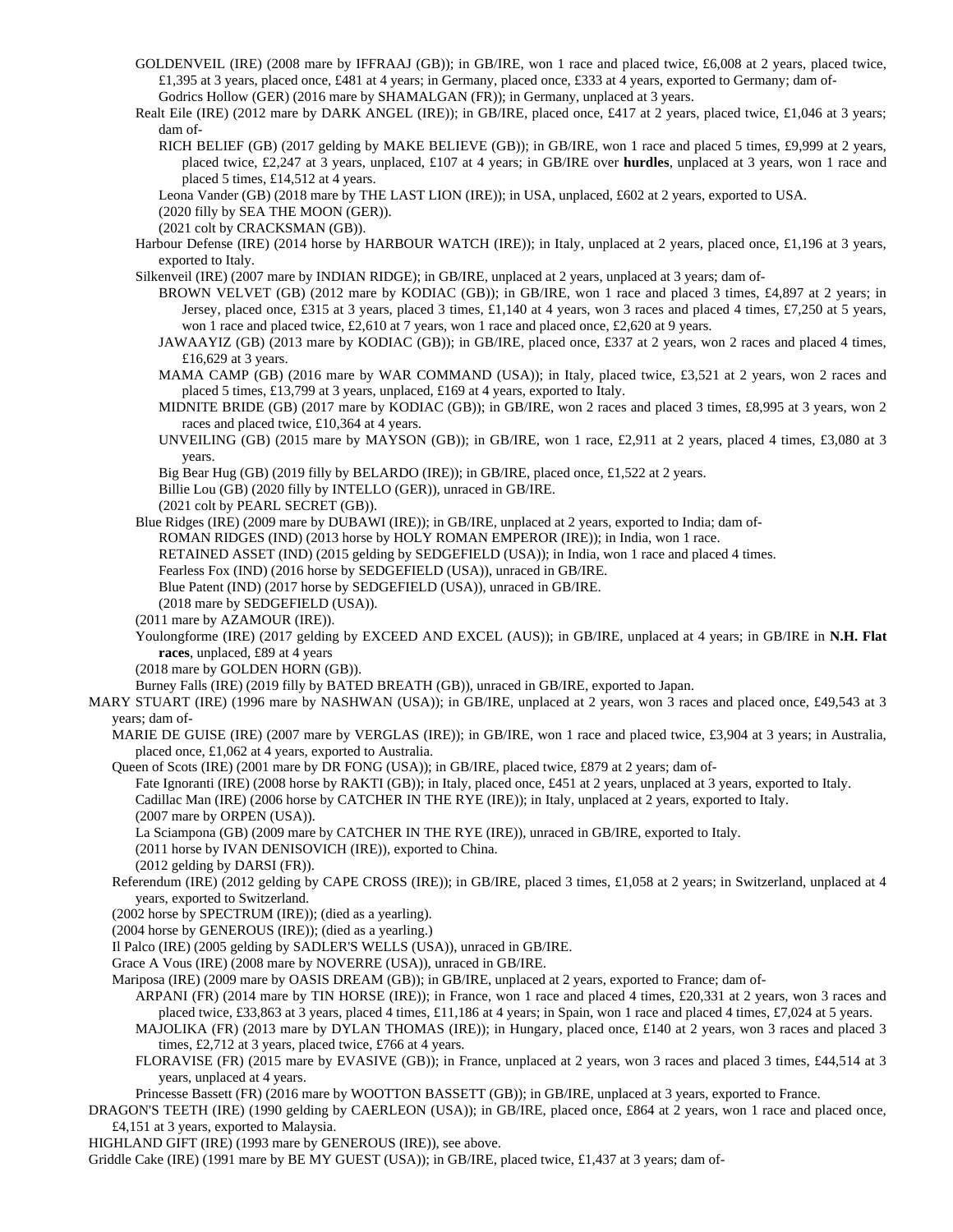GOLDENVEIL (IRE) (2008 mare by IFFRAAJ (GB)); in GB/IRE, won 1 race and placed twice, £6,008 at 2 years, placed twice, £1,395 at 3 years, placed once, £481 at 4 years; in Germany, placed once, £333 at 4 years, exported to Germany; dam of-

Godrics Hollow (GER) (2016 mare by SHAMALGAN (FR)); in Germany, unplaced at 3 years.

Realt Eile (IRE) (2012 mare by DARK ANGEL (IRE)); in GB/IRE, placed once, £417 at 2 years, placed twice, £1,046 at 3 years; dam of-

RICH BELIEF (GB) (2017 gelding by MAKE BELIEVE (GB)); in GB/IRE, won 1 race and placed 5 times, £9,999 at 2 years, placed twice, £2,247 at 3 years, unplaced, £107 at 4 years; in GB/IRE over **hurdles**, unplaced at 3 years, won 1 race and placed 5 times, £14,512 at 4 years.

Leona Vander (GB) (2018 mare by THE LAST LION (IRE)); in USA, unplaced, £602 at 2 years, exported to USA.

(2020 filly by SEA THE MOON (GER)).

(2021 colt by CRACKSMAN (GB)).

Harbour Defense (IRE) (2014 horse by HARBOUR WATCH (IRE)); in Italy, unplaced at 2 years, placed once, £1,196 at 3 years, exported to Italy.

Silkenveil (IRE) (2007 mare by INDIAN RIDGE); in GB/IRE, unplaced at 2 years, unplaced at 3 years; dam of-

BROWN VELVET (GB) (2012 mare by KODIAC (GB)); in GB/IRE, won 1 race and placed 3 times, £4,897 at 2 years; in Jersey, placed once, £315 at 3 years, placed 3 times, £1,140 at 4 years, won 3 races and placed 4 times, £7,250 at 5 years, won 1 race and placed twice, £2,610 at 7 years, won 1 race and placed once, £2,620 at 9 years.

JAWAAYIZ (GB) (2013 mare by KODIAC (GB)); in GB/IRE, placed once, £337 at 2 years, won 2 races and placed 4 times, £16,629 at 3 years.

MAMA CAMP (GB) (2016 mare by WAR COMMAND (USA)); in Italy, placed twice, £3,521 at 2 years, won 2 races and placed 5 times, £13,799 at 3 years, unplaced, £169 at 4 years, exported to Italy.

MIDNITE BRIDE (GB) (2017 mare by KODIAC (GB)); in GB/IRE, won 2 races and placed 3 times, £8,995 at 3 years, won 2 races and placed twice, £10,364 at 4 years.

UNVEILING (GB) (2015 mare by MAYSON (GB)); in GB/IRE, won 1 race, £2,911 at 2 years, placed 4 times, £3,080 at 3 years.

Big Bear Hug (GB) (2019 filly by BELARDO (IRE)); in GB/IRE, placed once, £1,522 at 2 years.

Billie Lou (GB) (2020 filly by INTELLO (GER)), unraced in GB/IRE.

(2021 colt by PEARL SECRET (GB)).

Blue Ridges (IRE) (2009 mare by DUBAWI (IRE)); in GB/IRE, unplaced at 2 years, exported to India; dam of-

ROMAN RIDGES (IND) (2013 horse by HOLY ROMAN EMPEROR (IRE)); in India, won 1 race.

RETAINED ASSET (IND) (2015 gelding by SEDGEFIELD (USA)); in India, won 1 race and placed 4 times.

Fearless Fox (IND) (2016 horse by SEDGEFIELD (USA)), unraced in GB/IRE.

Blue Patent (IND) (2017 horse by SEDGEFIELD (USA)), unraced in GB/IRE.

(2018 mare by SEDGEFIELD (USA)).

(2011 mare by AZAMOUR (IRE)).

Youlongforme (IRE) (2017 gelding by EXCEED AND EXCEL (AUS)); in GB/IRE, unplaced at 4 years; in GB/IRE in **N.H. Flat races**, unplaced, £89 at 4 years

(2018 mare by GOLDEN HORN (GB)).

Burney Falls (IRE) (2019 filly by BATED BREATH (GB)), unraced in GB/IRE, exported to Japan.

MARY STUART (IRE) (1996 mare by NASHWAN (USA)); in GB/IRE, unplaced at 2 years, won 3 races and placed once, £49,543 at 3 years; dam of-

MARIE DE GUISE (IRE) (2007 mare by VERGLAS (IRE)); in GB/IRE, won 1 race and placed twice, £3,904 at 3 years; in Australia, placed once, £1,062 at 4 years, exported to Australia.

Queen of Scots (IRE) (2001 mare by DR FONG (USA)); in GB/IRE, placed twice, £879 at 2 years; dam of-

Fate Ignoranti (IRE) (2008 horse by RAKTI (GB)); in Italy, placed once, £451 at 2 years, unplaced at 3 years, exported to Italy.

Cadillac Man (IRE) (2006 horse by CATCHER IN THE RYE (IRE)); in Italy, unplaced at 2 years, exported to Italy.

(2007 mare by ORPEN (USA)).

La Sciampona (GB) (2009 mare by CATCHER IN THE RYE (IRE)), unraced in GB/IRE, exported to Italy.

(2011 horse by IVAN DENISOVICH (IRE)), exported to China.

(2012 gelding by DARSI (FR)).

Referendum (IRE) (2012 gelding by CAPE CROSS (IRE)); in GB/IRE, placed 3 times, £1,058 at 2 years; in Switzerland, unplaced at 4 years, exported to Switzerland.

(2002 horse by SPECTRUM (IRE)); (died as a yearling).

(2004 horse by GENEROUS (IRE)); (died as a yearling.)

Il Palco (IRE) (2005 gelding by SADLER'S WELLS (USA)), unraced in GB/IRE.

Grace A Vous (IRE) (2008 mare by NOVERRE (USA)), unraced in GB/IRE.

Mariposa (IRE) (2009 mare by OASIS DREAM (GB)); in GB/IRE, unplaced at 2 years, exported to France; dam of-

ARPANI (FR) (2014 mare by TIN HORSE (IRE)); in France, won 1 race and placed 4 times, £20,331 at 2 years, won 3 races and placed twice, £33,863 at 3 years, placed 4 times, £11,186 at 4 years; in Spain, won 1 race and placed 4 times, £7,024 at 5 years.

MAJOLIKA (FR) (2013 mare by DYLAN THOMAS (IRE)); in Hungary, placed once, £140 at 2 years, won 3 races and placed 3 times, £2,712 at 3 years, placed twice, £766 at 4 years.

FLORAVISE (FR) (2015 mare by EVASIVE (GB)); in France, unplaced at 2 years, won 3 races and placed 3 times, £44,514 at 3 years, unplaced at 4 years.

Princesse Bassett (FR) (2016 mare by WOOTTON BASSETT (GB)); in GB/IRE, unplaced at 3 years, exported to France.

DRAGON'S TEETH (IRE) (1990 gelding by CAERLEON (USA)); in GB/IRE, placed once, £864 at 2 years, won 1 race and placed once, £4,151 at 3 years, exported to Malaysia.

HIGHLAND GIFT (IRE) (1993 mare by GENEROUS (IRE)), see above.

Griddle Cake (IRE) (1991 mare by BE MY GUEST (USA)); in GB/IRE, placed twice, £1,437 at 3 years; dam of-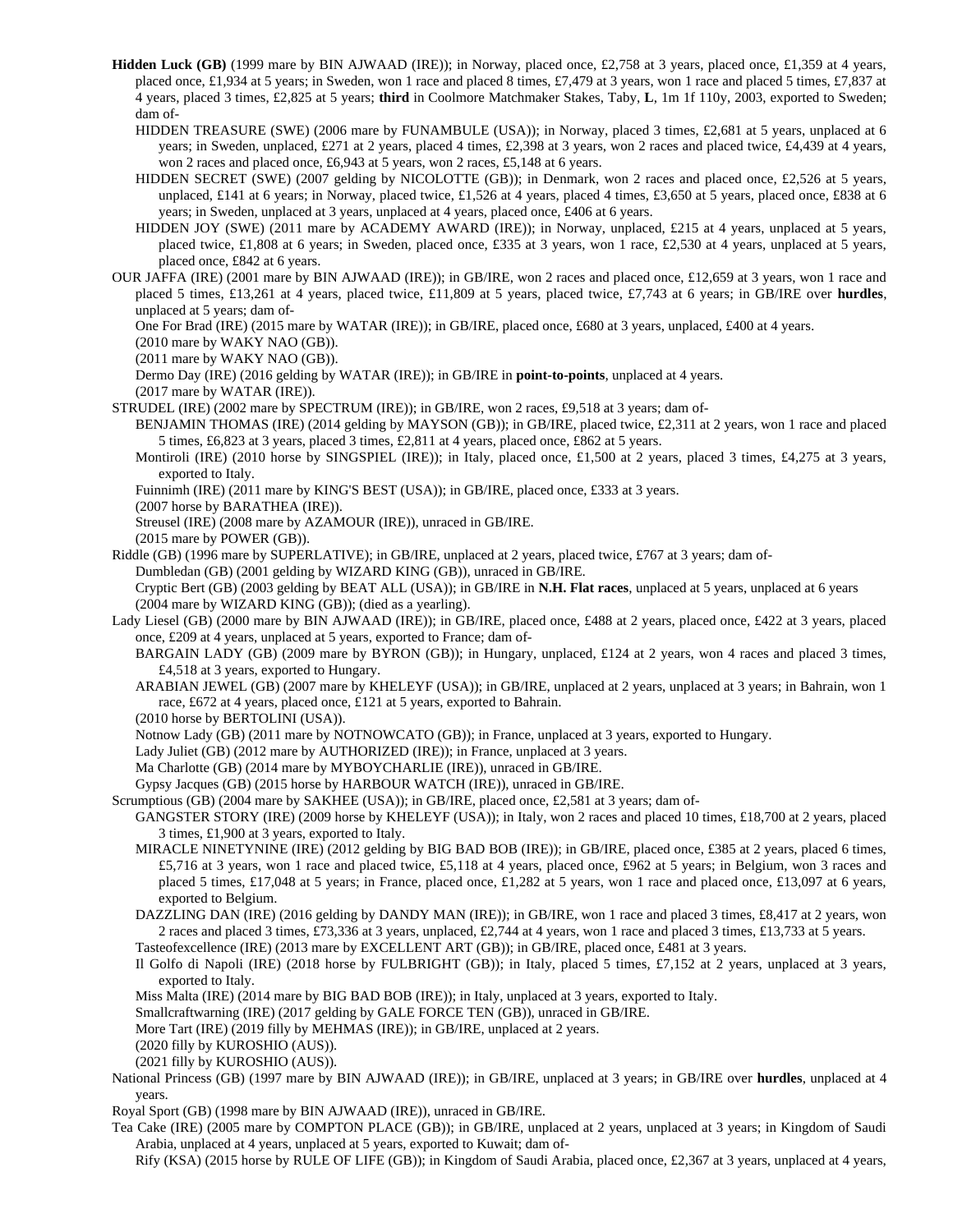**Hidden Luck (GB)** (1999 mare by BIN AJWAAD (IRE)); in Norway, placed once, £2,758 at 3 years, placed once, £1,359 at 4 years, placed once, £1,934 at 5 years; in Sweden, won 1 race and placed 8 times, £7,479 at 3 years, won 1 race and placed 5 times, £7,837 at 4 years, placed 3 times, £2,825 at 5 years; **third** in Coolmore Matchmaker Stakes, Taby, **L**, 1m 1f 110y, 2003, exported to Sweden; dam of-

HIDDEN TREASURE (SWE) (2006 mare by FUNAMBULE (USA)); in Norway, placed 3 times, £2,681 at 5 years, unplaced at 6 years; in Sweden, unplaced, £271 at 2 years, placed 4 times, £2,398 at 3 years, won 2 races and placed twice, £4,439 at 4 years, won 2 races and placed once, £6,943 at 5 years, won 2 races, £5,148 at 6 years.

HIDDEN SECRET (SWE) (2007 gelding by NICOLOTTE (GB)); in Denmark, won 2 races and placed once, £2,526 at 5 years, unplaced, £141 at 6 years; in Norway, placed twice, £1,526 at 4 years, placed 4 times, £3,650 at 5 years, placed once, £838 at 6 years; in Sweden, unplaced at 3 years, unplaced at 4 years, placed once, £406 at 6 years.

HIDDEN JOY (SWE) (2011 mare by ACADEMY AWARD (IRE)); in Norway, unplaced, £215 at 4 years, unplaced at 5 years, placed twice, £1,808 at 6 years; in Sweden, placed once, £335 at 3 years, won 1 race, £2,530 at 4 years, unplaced at 5 years, placed once, £842 at 6 years.

OUR JAFFA (IRE) (2001 mare by BIN AJWAAD (IRE)); in GB/IRE, won 2 races and placed once, £12,659 at 3 years, won 1 race and placed 5 times, £13,261 at 4 years, placed twice, £11,809 at 5 years, placed twice, £7,743 at 6 years; in GB/IRE over **hurdles**, unplaced at 5 years; dam of-

One For Brad (IRE) (2015 mare by WATAR (IRE)); in GB/IRE, placed once, £680 at 3 years, unplaced, £400 at 4 years.

(2010 mare by WAKY NAO (GB)).

(2011 mare by WAKY NAO (GB)).

Dermo Day (IRE) (2016 gelding by WATAR (IRE)); in GB/IRE in **point-to-points**, unplaced at 4 years.

(2017 mare by WATAR (IRE)).

STRUDEL (IRE) (2002 mare by SPECTRUM (IRE)); in GB/IRE, won 2 races, £9,518 at 3 years; dam of-

BENJAMIN THOMAS (IRE) (2014 gelding by MAYSON (GB)); in GB/IRE, placed twice, £2,311 at 2 years, won 1 race and placed 5 times, £6,823 at 3 years, placed 3 times, £2,811 at 4 years, placed once, £862 at 5 years.

Montiroli (IRE) (2010 horse by SINGSPIEL (IRE)); in Italy, placed once, £1,500 at 2 years, placed 3 times, £4,275 at 3 years, exported to Italy.

Fuinnimh (IRE) (2011 mare by KING'S BEST (USA)); in GB/IRE, placed once, £333 at 3 years.

(2007 horse by BARATHEA (IRE)).

Streusel (IRE) (2008 mare by AZAMOUR (IRE)), unraced in GB/IRE.

(2015 mare by POWER (GB)).

Riddle (GB) (1996 mare by SUPERLATIVE); in GB/IRE, unplaced at 2 years, placed twice, £767 at 3 years; dam of-

Dumbledan (GB) (2001 gelding by WIZARD KING (GB)), unraced in GB/IRE.

Cryptic Bert (GB) (2003 gelding by BEAT ALL (USA)); in GB/IRE in **N.H. Flat races**, unplaced at 5 years, unplaced at 6 years

(2004 mare by WIZARD KING (GB)); (died as a yearling).

Lady Liesel (GB) (2000 mare by BIN AJWAAD (IRE)); in GB/IRE, placed once, £488 at 2 years, placed once, £422 at 3 years, placed once, £209 at 4 years, unplaced at 5 years, exported to France; dam of-

BARGAIN LADY (GB) (2009 mare by BYRON (GB)); in Hungary, unplaced, £124 at 2 years, won 4 races and placed 3 times, £4,518 at 3 years, exported to Hungary.

ARABIAN JEWEL (GB) (2007 mare by KHELEYF (USA)); in GB/IRE, unplaced at 2 years, unplaced at 3 years; in Bahrain, won 1 race, £672 at 4 years, placed once, £121 at 5 years, exported to Bahrain.

(2010 horse by BERTOLINI (USA)).

Notnow Lady (GB) (2011 mare by NOTNOWCATO (GB)); in France, unplaced at 3 years, exported to Hungary.

Lady Juliet (GB) (2012 mare by AUTHORIZED (IRE)); in France, unplaced at 3 years.

Ma Charlotte (GB) (2014 mare by MYBOYCHARLIE (IRE)), unraced in GB/IRE.

Gypsy Jacques (GB) (2015 horse by HARBOUR WATCH (IRE)), unraced in GB/IRE.

Scrumptious (GB) (2004 mare by SAKHEE (USA)); in GB/IRE, placed once, £2,581 at 3 years; dam of-

GANGSTER STORY (IRE) (2009 horse by KHELEYF (USA)); in Italy, won 2 races and placed 10 times, £18,700 at 2 years, placed 3 times, £1,900 at 3 years, exported to Italy.

MIRACLE NINETYNINE (IRE) (2012 gelding by BIG BAD BOB (IRE)); in GB/IRE, placed once, £385 at 2 years, placed 6 times, £5,716 at 3 years, won 1 race and placed twice, £5,118 at 4 years, placed once, £962 at 5 years; in Belgium, won 3 races and placed 5 times, £17,048 at 5 years; in France, placed once, £1,282 at 5 years, won 1 race and placed once, £13,097 at 6 years, exported to Belgium.

DAZZLING DAN (IRE) (2016 gelding by DANDY MAN (IRE)); in GB/IRE, won 1 race and placed 3 times, £8,417 at 2 years, won 2 races and placed 3 times, £73,336 at 3 years, unplaced, £2,744 at 4 years, won 1 race and placed 3 times, £13,733 at 5 years.

Tasteofexcellence (IRE) (2013 mare by EXCELLENT ART (GB)); in GB/IRE, placed once, £481 at 3 years.

Il Golfo di Napoli (IRE) (2018 horse by FULBRIGHT (GB)); in Italy, placed 5 times, £7,152 at 2 years, unplaced at 3 years, exported to Italy.

Miss Malta (IRE) (2014 mare by BIG BAD BOB (IRE)); in Italy, unplaced at 3 years, exported to Italy.

Smallcraftwarning (IRE) (2017 gelding by GALE FORCE TEN (GB)), unraced in GB/IRE.

More Tart (IRE) (2019 filly by MEHMAS (IRE)); in GB/IRE, unplaced at 2 years.

(2020 filly by KUROSHIO (AUS)).

(2021 filly by KUROSHIO (AUS)).

National Princess (GB) (1997 mare by BIN AJWAAD (IRE)); in GB/IRE, unplaced at 3 years; in GB/IRE over **hurdles**, unplaced at 4 years.

Royal Sport (GB) (1998 mare by BIN AJWAAD (IRE)), unraced in GB/IRE.

Tea Cake (IRE) (2005 mare by COMPTON PLACE (GB)); in GB/IRE, unplaced at 2 years, unplaced at 3 years; in Kingdom of Saudi Arabia, unplaced at 4 years, unplaced at 5 years, exported to Kuwait; dam of-

Rify (KSA) (2015 horse by RULE OF LIFE (GB)); in Kingdom of Saudi Arabia, placed once, £2,367 at 3 years, unplaced at 4 years,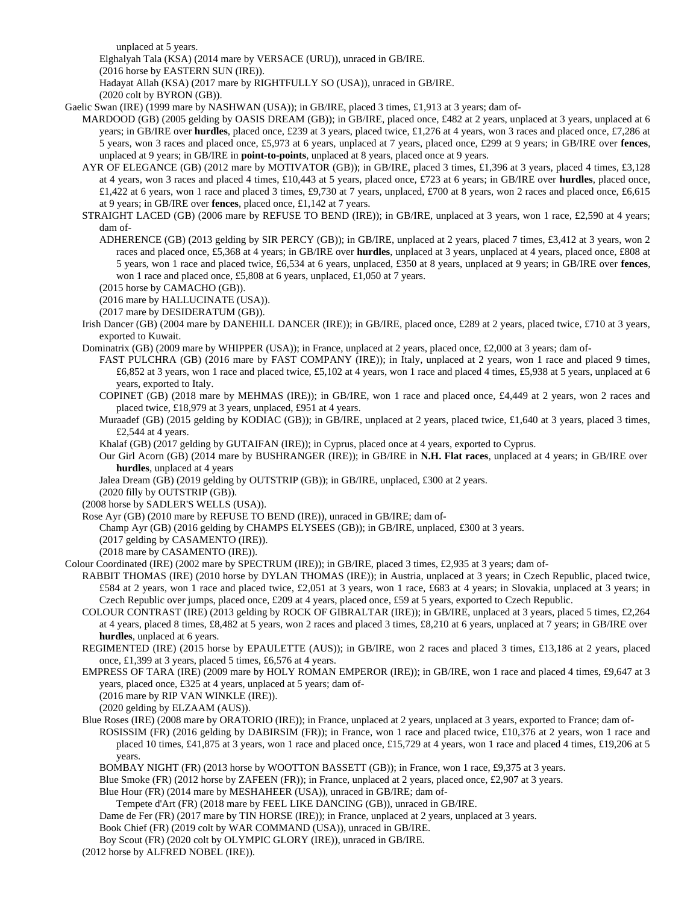unplaced at 5 years.

Elghalyah Tala (KSA) (2014 mare by VERSACE (URU)), unraced in GB/IRE.

(2016 horse by EASTERN SUN (IRE)).

Hadayat Allah (KSA) (2017 mare by RIGHTFULLY SO (USA)), unraced in GB/IRE.

(2020 colt by BYRON (GB)).

Gaelic Swan (IRE) (1999 mare by NASHWAN (USA)); in GB/IRE, placed 3 times, £1,913 at 3 years; dam of-

MARDOOD (GB) (2005 gelding by OASIS DREAM (GB)); in GB/IRE, placed once, £482 at 2 years, unplaced at 3 years, unplaced at 6 years; in GB/IRE over **hurdles**, placed once, £239 at 3 years, placed twice, £1,276 at 4 years, won 3 races and placed once, £7,286 at 5 years, won 3 races and placed once, £5,973 at 6 years, unplaced at 7 years, placed once, £299 at 9 years; in GB/IRE over **fences**, unplaced at 9 years; in GB/IRE in **point-to-points**, unplaced at 8 years, placed once at 9 years.

AYR OF ELEGANCE (GB) (2012 mare by MOTIVATOR (GB)); in GB/IRE, placed 3 times, £1,396 at 3 years, placed 4 times, £3,128 at 4 years, won 3 races and placed 4 times, £10,443 at 5 years, placed once, £723 at 6 years; in GB/IRE over **hurdles**, placed once, £1,422 at 6 years, won 1 race and placed 3 times, £9,730 at 7 years, unplaced, £700 at 8 years, won 2 races and placed once, £6,615 at 9 years; in GB/IRE over **fences**, placed once, £1,142 at 7 years.

STRAIGHT LACED (GB) (2006 mare by REFUSE TO BEND (IRE)); in GB/IRE, unplaced at 3 years, won 1 race, £2,590 at 4 years; dam of-

ADHERENCE (GB) (2013 gelding by SIR PERCY (GB)); in GB/IRE, unplaced at 2 years, placed 7 times, £3,412 at 3 years, won 2 races and placed once, £5,368 at 4 years; in GB/IRE over **hurdles**, unplaced at 3 years, unplaced at 4 years, placed once, £808 at 5 years, won 1 race and placed twice, £6,534 at 6 years, unplaced, £350 at 8 years, unplaced at 9 years; in GB/IRE over **fences**, won 1 race and placed once, £5,808 at 6 years, unplaced, £1,050 at 7 years.

(2015 horse by CAMACHO (GB)).

(2016 mare by HALLUCINATE (USA)).

(2017 mare by DESIDERATUM (GB)).

Irish Dancer (GB) (2004 mare by DANEHILL DANCER (IRE)); in GB/IRE, placed once, £289 at 2 years, placed twice, £710 at 3 years, exported to Kuwait.

Dominatrix (GB) (2009 mare by WHIPPER (USA)); in France, unplaced at 2 years, placed once, £2,000 at 3 years; dam of-

FAST PULCHRA (GB) (2016 mare by FAST COMPANY (IRE)); in Italy, unplaced at 2 years, won 1 race and placed 9 times, £6,852 at 3 years, won 1 race and placed twice, £5,102 at 4 years, won 1 race and placed 4 times, £5,938 at 5 years, unplaced at 6 years, exported to Italy.

COPINET (GB) (2018 mare by MEHMAS (IRE)); in GB/IRE, won 1 race and placed once, £4,449 at 2 years, won 2 races and placed twice, £18,979 at 3 years, unplaced, £951 at 4 years.

Muraadef (GB) (2015 gelding by KODIAC (GB)); in GB/IRE, unplaced at 2 years, placed twice, £1,640 at 3 years, placed 3 times, £2,544 at 4 years.

Khalaf (GB) (2017 gelding by GUTAIFAN (IRE)); in Cyprus, placed once at 4 years, exported to Cyprus.

Our Girl Acorn (GB) (2014 mare by BUSHRANGER (IRE)); in GB/IRE in **N.H. Flat races**, unplaced at 4 years; in GB/IRE over **hurdles**, unplaced at 4 years

Jalea Dream (GB) (2019 gelding by OUTSTRIP (GB)); in GB/IRE, unplaced, £300 at 2 years.

(2020 filly by OUTSTRIP (GB)).

(2008 horse by SADLER'S WELLS (USA)).

Rose Ayr (GB) (2010 mare by REFUSE TO BEND (IRE)), unraced in GB/IRE; dam of-

Champ Ayr (GB) (2016 gelding by CHAMPS ELYSEES (GB)); in GB/IRE, unplaced, £300 at 3 years.

(2017 gelding by CASAMENTO (IRE)).

(2018 mare by CASAMENTO (IRE)).

Colour Coordinated (IRE) (2002 mare by SPECTRUM (IRE)); in GB/IRE, placed 3 times, £2,935 at 3 years; dam of-

RABBIT THOMAS (IRE) (2010 horse by DYLAN THOMAS (IRE)); in Austria, unplaced at 3 years; in Czech Republic, placed twice, £584 at 2 years, won 1 race and placed twice, £2,051 at 3 years, won 1 race, £683 at 4 years; in Slovakia, unplaced at 3 years; in Czech Republic over jumps, placed once, £209 at 4 years, placed once, £59 at 5 years, exported to Czech Republic.

COLOUR CONTRAST (IRE) (2013 gelding by ROCK OF GIBRALTAR (IRE)); in GB/IRE, unplaced at 3 years, placed 5 times, £2,264 at 4 years, placed 8 times, £8,482 at 5 years, won 2 races and placed 3 times, £8,210 at 6 years, unplaced at 7 years; in GB/IRE over **hurdles**, unplaced at 6 years.

REGIMENTED (IRE) (2015 horse by EPAULETTE (AUS)); in GB/IRE, won 2 races and placed 3 times, £13,186 at 2 years, placed once, £1,399 at 3 years, placed 5 times, £6,576 at 4 years.

EMPRESS OF TARA (IRE) (2009 mare by HOLY ROMAN EMPEROR (IRE)); in GB/IRE, won 1 race and placed 4 times, £9,647 at 3 years, placed once, £325 at 4 years, unplaced at 5 years; dam of-

(2016 mare by RIP VAN WINKLE (IRE)).

(2020 gelding by ELZAAM (AUS)).

Blue Roses (IRE) (2008 mare by ORATORIO (IRE)); in France, unplaced at 2 years, unplaced at 3 years, exported to France; dam of-

ROSISSIM (FR) (2016 gelding by DABIRSIM (FR)); in France, won 1 race and placed twice, £10,376 at 2 years, won 1 race and placed 10 times, £41,875 at 3 years, won 1 race and placed once, £15,729 at 4 years, won 1 race and placed 4 times, £19,206 at 5 years.

BOMBAY NIGHT (FR) (2013 horse by WOOTTON BASSETT (GB)); in France, won 1 race, £9,375 at 3 years.

Blue Smoke (FR) (2012 horse by ZAFEEN (FR)); in France, unplaced at 2 years, placed once, £2,907 at 3 years.

Blue Hour (FR) (2014 mare by MESHAHEER (USA)), unraced in GB/IRE; dam of-

Tempete d'Art (FR) (2018 mare by FEEL LIKE DANCING (GB)), unraced in GB/IRE.

Dame de Fer (FR) (2017 mare by TIN HORSE (IRE)); in France, unplaced at 2 years, unplaced at 3 years.

Book Chief (FR) (2019 colt by WAR COMMAND (USA)), unraced in GB/IRE.

Boy Scout (FR) (2020 colt by OLYMPIC GLORY (IRE)), unraced in GB/IRE.

(2012 horse by ALFRED NOBEL (IRE)).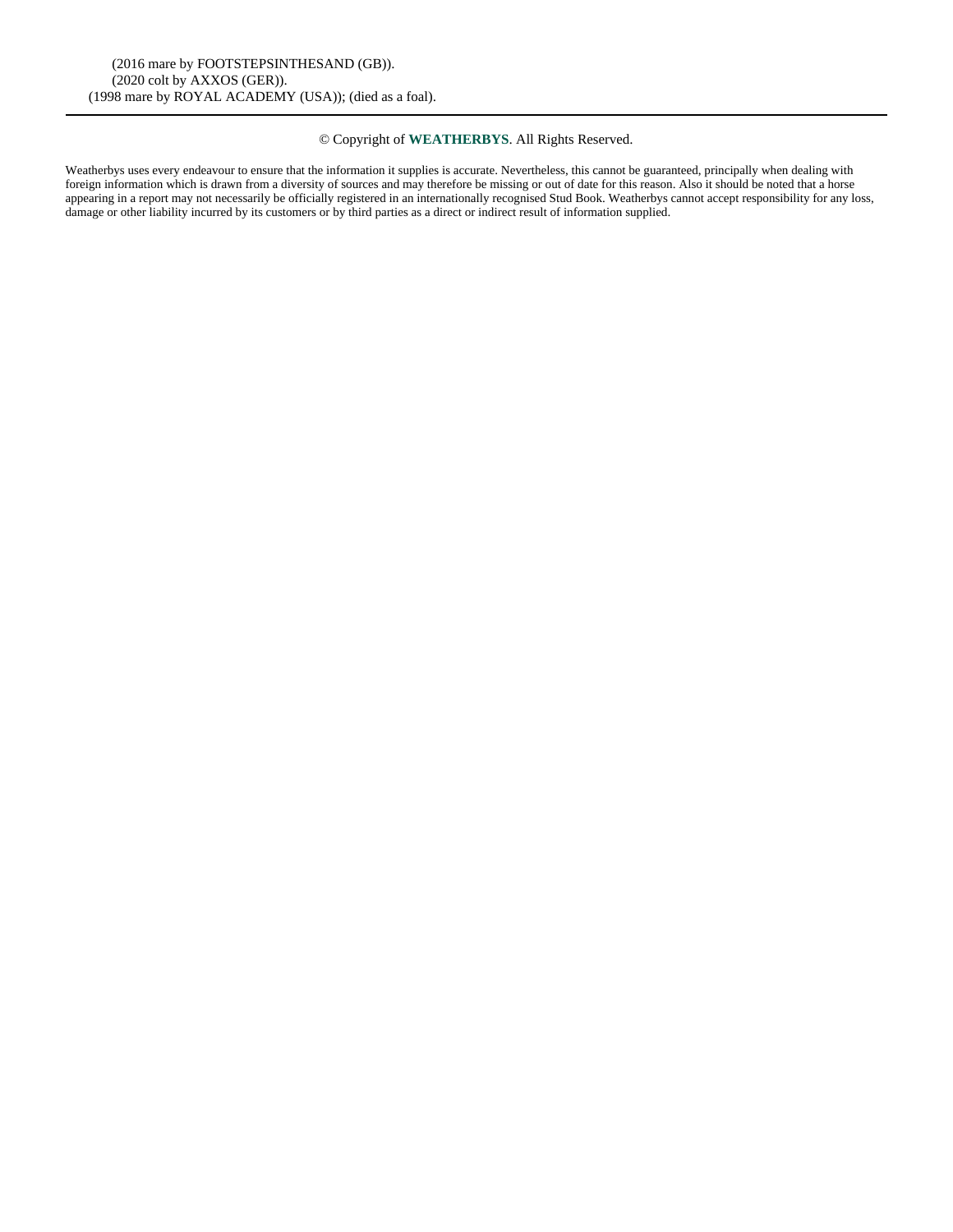(2016 mare by FOOTSTEPSINTHESAND (GB)).
(2020 colt by AXXOS (GER)).
(1998 mare by ROYAL ACADEMY (USA)); (died as a foal).

---

© Copyright of **WEATHERBYS**. All Rights Reserved.

Weatherbys uses every endeavour to ensure that the information it supplies is accurate. Nevertheless, this cannot be guaranteed, principally when dealing with foreign information which is drawn from a diversity of sources and may therefore be missing or out of date for this reason. Also it should be noted that a horse appearing in a report may not necessarily be officially registered in an internationally recognised Stud Book. Weatherbys cannot accept responsibility for any loss, damage or other liability incurred by its customers or by third parties as a direct or indirect result of information supplied.